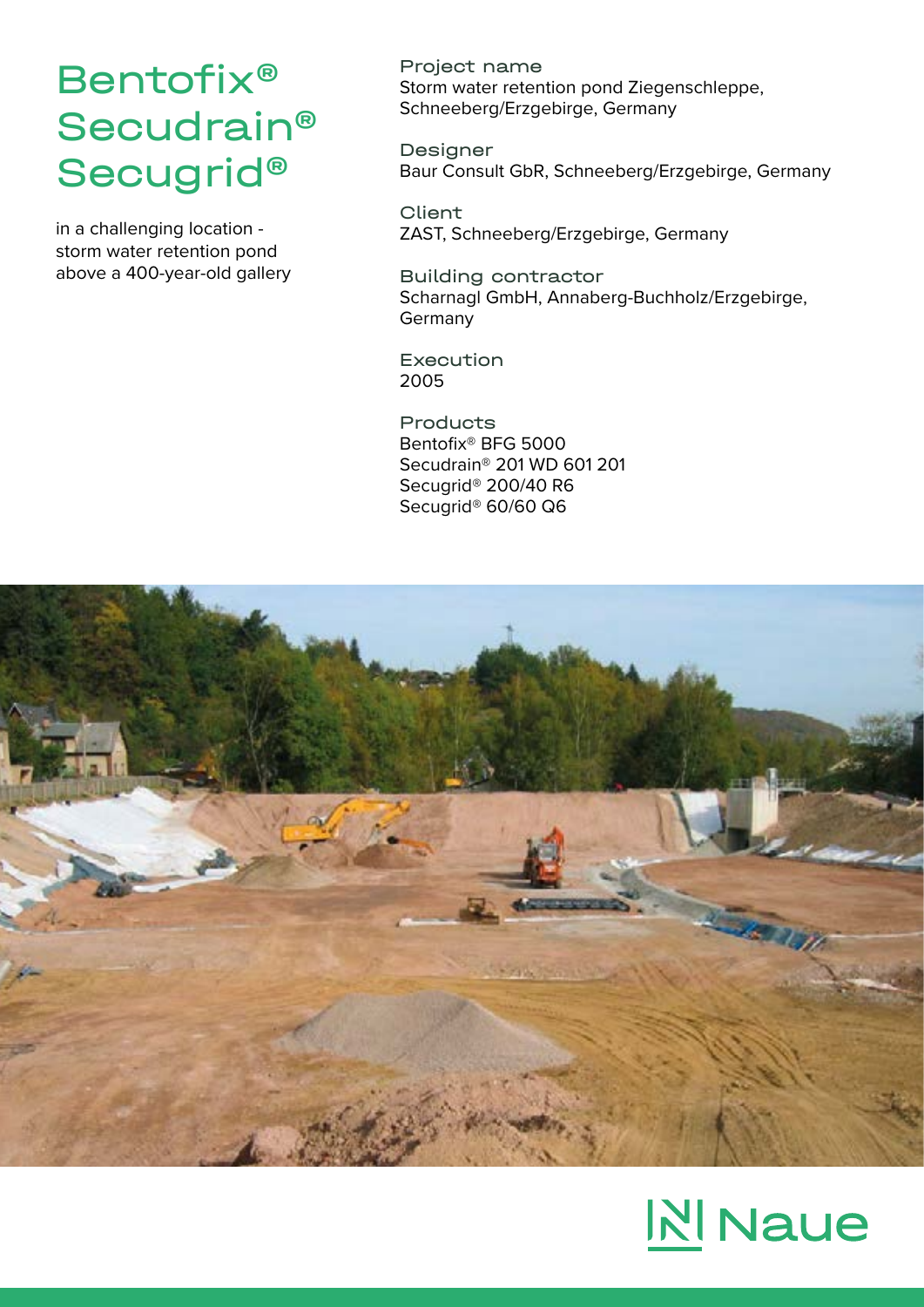# Bentofix® Secudrain® Secugrid®

in a challenging location - storm water retention pond above a 400-year-old gallery

**Project name**
Storm water retention pond Ziegenschleppe, Schneeberg/Erzgebirge, Germany

**Designer**
Baur Consult GbR, Schneeberg/Erzgebirge, Germany

**Client**
ZAST, Schneeberg/Erzgebirge, Germany

**Building contractor**
Scharnagl GmbH, Annaberg-Buchholz/Erzgebirge, Germany

**Execution**
2005

**Products**
Bentofix® BFG 5000
Secudrain® 201 WD 601 201
Secugrid® 200/40 R6
Secugrid® 60/60 Q6

Naue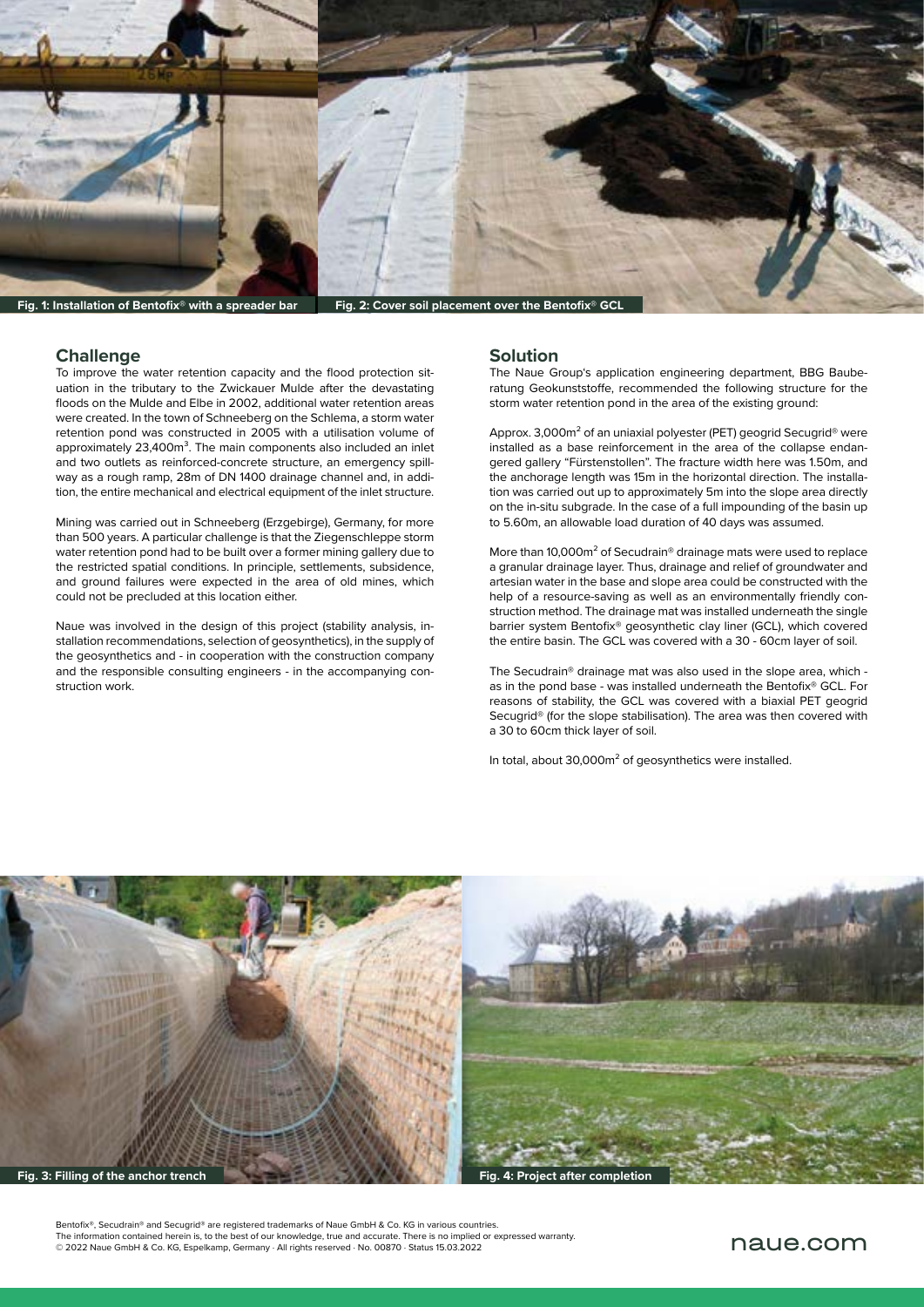Fig. 1: Installation of Bentofix® with a spreader bar

Fig. 2: Cover soil placement over the Bentofix® GCL

## Challenge

To improve the water retention capacity and the flood protection situation in the tributary to the Zwickauer Mulde after the devastating floods on the Mulde and Elbe in 2002, additional water retention areas were created. In the town of Schneeberg on the Schlema, a storm water retention pond was constructed in 2005 with a utilisation volume of approximately 23,400m³. The main components also included an inlet and two outlets as reinforced-concrete structure, an emergency spillway as a rough ramp, 28m of DN 1400 drainage channel and, in addition, the entire mechanical and electrical equipment of the inlet structure.

Mining was carried out in Schneeberg (Erzgebirge), Germany, for more than 500 years. A particular challenge is that the Ziegenschleppe storm water retention pond had to be built over a former mining gallery due to the restricted spatial conditions. In principle, settlements, subsidence, and ground failures were expected in the area of old mines, which could not be precluded at this location either.

Naue was involved in the design of this project (stability analysis, installation recommendations, selection of geosynthetics), in the supply of the geosynthetics and - in cooperation with the construction company and the responsible consulting engineers - in the accompanying construction work.

## Solution

The Naue Group's application engineering department, BBG Bauberatung Geokunststoffe, recommended the following structure for the storm water retention pond in the area of the existing ground:

Approx. 3,000m² of an uniaxial polyester (PET) geogrid Secugrid® were installed as a base reinforcement in the area of the collapse endangered gallery "Fürstenstollen". The fracture width here was 1.50m, and the anchorage length was 15m in the horizontal direction. The installation was carried out up to approximately 5m into the slope area directly on the in-situ subgrade. In the case of a full impounding of the basin up to 5.60m, an allowable load duration of 40 days was assumed.

More than 10,000m² of Secudrain® drainage mats were used to replace a granular drainage layer. Thus, drainage and relief of groundwater and artesian water in the base and slope area could be constructed with the help of a resource-saving as well as an environmentally friendly construction method. The drainage mat was installed underneath the single barrier system Bentofix® geosynthetic clay liner (GCL), which covered the entire basin. The GCL was covered with a 30 - 60cm layer of soil.

The Secudrain® drainage mat was also used in the slope area, which - as in the pond base - was installed underneath the Bentofix® GCL. For reasons of stability, the GCL was covered with a biaxial PET geogrid Secugrid® (for the slope stabilisation). The area was then covered with a 30 to 60cm thick layer of soil.

In total, about 30,000m² of geosynthetics were installed.

Fig. 3: Filling of the anchor trench

Fig. 4: Project after completion

Bentofix®, Secudrain® and Secugrid® are registered trademarks of Naue GmbH & Co. KG in various countries.
The information contained herein is, to the best of our knowledge, true and accurate. There is no implied or expressed warranty.
© 2022 Naue GmbH & Co. KG, Espelkamp, Germany · All rights reserved · No. 00870 · Status 15.03.2022

naue.com